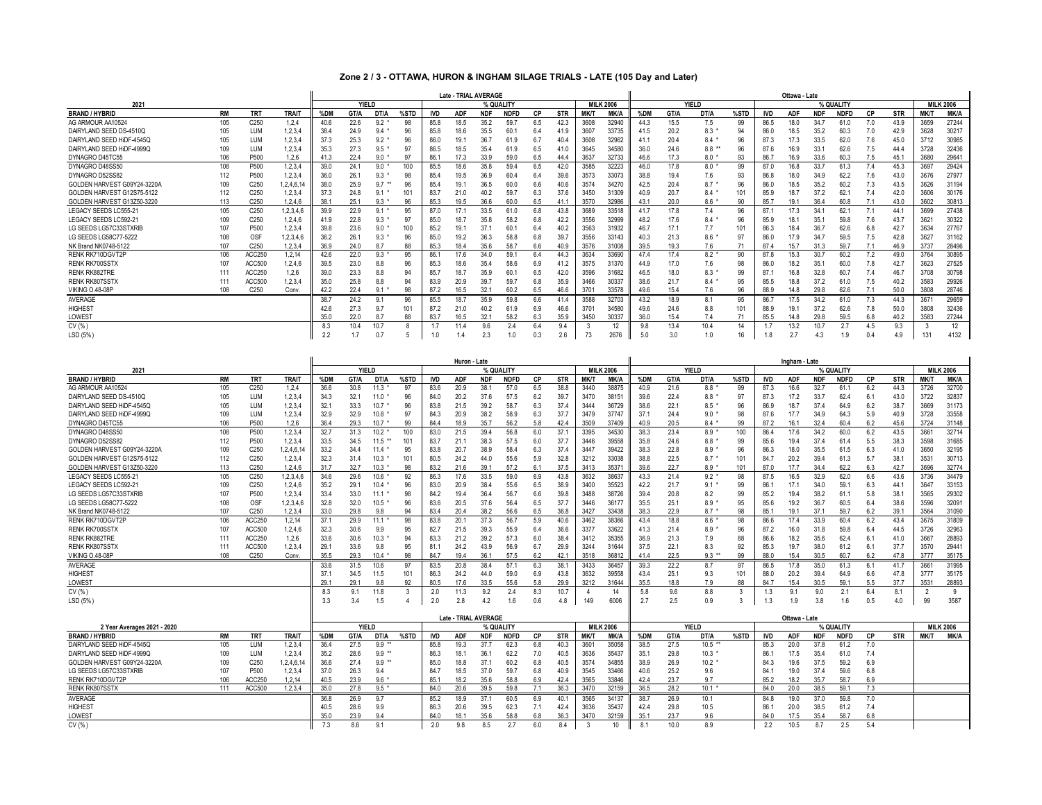# Zone 2 / 3 - OTTAWA, HURON & INGHAM SILAGE TRIALS - LATE (105 Day and Later)

| 2021 | | | | Late - TRIAL AVERAGE | | | | | | | | | | | | Ottawa - Late | | | | | | | | | | | |
|---|---|---|---|---|---|---|---|---|---|---|---|---|---|---|---|---|---|---|---|---|---|---|---|---|---|---|---|
| | | | | YIELD | | | | % QUALITY | | | | | | MILK 2006 | | YIELD | | | | % QUALITY | | | | | | MILK 2006 | |
| BRAND / HYBRID | RM | TRT | TRAIT | %DM | GT/A | DT/A | %STD | IVD | ADF | NDF | NDFD | CP | STR | MK/T | MK/A | %DM | GT/A | DT/A | %STD | IVD | ADF | NDF | NDFD | CP | STR | MK/T | MK/A |
| AG ARMOUR AA10524 | 105 | C250 | 1,2,4 | 40.6 | 22.6 | 9.2 * | 98 | 85.8 | 18.5 | 35.2 | 59.7 | 6.5 | 42.3 | 3608 | 32940 | 44.3 | 15.5 | 7.5 | 99 | 86.5 | 18.0 | 34.7 | 61.0 | 7.0 | 43.9 | 3659 | 27244 |
| DAIRYLAND SEED DS-4510Q | 105 | LUM | 1,2,3,4 | 38.4 | 24.9 | 9.4 * | 96 | 85.8 | 18.6 | 35.5 | 60.1 | 6.4 | 41.9 | 3607 | 33735 | 41.5 | 20.2 | 8.3 * | 94 | 86.0 | 18.5 | 35.2 | 60.3 | 7.0 | 42.9 | 3628 | 30217 |
| DAIRYLAND SEED HiDF-4545Q | 105 | LUM | 1,2,3,4 | 37.3 | 25.3 | 9.2 * | 96 | 86.0 | 19.1 | 36.7 | 61.9 | 6.7 | 40.4 | 3608 | 32962 | 41.1 | 20.4 | 8.4 * | 96 | 87.3 | 17.3 | 33.5 | 62.0 | 7.6 | 45.0 | 3712 | 30985 |
| DAIRYLAND SEED HiDF-4999Q | 109 | LUM | 1,2,3,4 | 35.3 | 27.3 | 9.5 * | 97 | 86.5 | 18.5 | 35.4 | 61.9 | 6.5 | 41.0 | 3645 | 34580 | 36.0 | 24.6 | 8.8 ** | 96 | 87.6 | 16.9 | 33.1 | 62.6 | 7.5 | 44.4 | 3728 | 32436 |
| DYNAGRO D45TC55 | 106 | P500 | 1,2,6 | 41.3 | 22.4 | 9.0 * | 97 | 86.1 | 17.3 | 33.9 | 59.0 | 6.5 | 44.4 | 3637 | 32733 | 46.6 | 17.3 | 8.0 * | 93 | 86.7 | 16.9 | 33.6 | 60.3 | 7.5 | 45.1 | 3680 | 29641 |
| DYNAGRO D48SS50 | 108 | P500 | 1,2,3,4 | 39.0 | 24.1 | 9.0 * | 100 | 85.5 | 18.6 | 35.8 | 59.4 | 6.5 | 42.0 | 3585 | 32223 | 46.0 | 17.8 | 8.0 * | 99 | 87.0 | 16.8 | 33.7 | 61.3 | 7.4 | 45.3 | 3697 | 29424 |
| DYNAGRO D52SS82 | 112 | P500 | 1,2,3,4 | 36.0 | 26.1 | 9.3 * | 98 | 85.4 | 19.5 | 36.9 | 60.4 | 6.4 | 39.6 | 3573 | 33073 | 38.8 | 19.4 | 7.6 | 93 | 86.8 | 18.0 | 34.9 | 62.2 | 7.6 | 43.0 | 3676 | 27977 |
| GOLDEN HARVEST G09Y24-3220A | 109 | C250 | 1,2,4,6,14 | 38.0 | 25.9 | 9.7 ** | 96 | 85.4 | 19.1 | 36.5 | 60.0 | 6.6 | 40.6 | 3574 | 34270 | 42.5 | 20.4 | 8.7 * | 96 | 86.0 | 18.5 | 35.2 | 60.2 | 7.3 | 43.5 | 3626 | 31194 |
| GOLDEN HARVEST G12S75-5122 | 112 | C250 | 1,2,3,4 | 37.3 | 24.8 | 9.1 * | 101 | 83.7 | 21.0 | 40.2 | 59.7 | 6.3 | 37.6 | 3450 | 31309 | 40.9 | 20.7 | 8.4 * | 101 | 85.9 | 18.7 | 37.2 | 62.1 | 7.4 | 42.0 | 3606 | 30176 |
| GOLDEN HARVEST G13Z50-3220 | 113 | C250 | 1,2,4,6 | 38.1 | 25.1 | 9.3 * | 96 | 85.3 | 19.5 | 36.6 | 60.0 | 6.5 | 41.1 | 3570 | 32986 | 43.1 | 20.0 | 8.6 * | 90 | 85.7 | 19.1 | 36.4 | 60.8 | 7.1 | 43.0 | 3602 | 30813 |
| LEGACY SEEDS LC555-21 | 105 | C250 | 1,2,3,4,6 | 39.9 | 22.9 | 9.1 * | 95 | 87.0 | 17.1 | 33.5 | 61.0 | 6.8 | 43.8 | 3689 | 33518 | 41.7 | 17.8 | 7.4 | 96 | 87.1 | 17.3 | 34.1 | 62.1 | 7.1 | 44.1 | 3699 | 27438 |
| LEGACY SEEDS LC592-21 | 109 | C250 | 1,2,4,6 | 41.9 | 22.8 | 9.3 * | 97 | 85.0 | 18.7 | 35.8 | 58.2 | 6.8 | 42.2 | 3556 | 32999 | 48.2 | 17.6 | 8.4 * | 96 | 85.9 | 18.1 | 35.1 | 59.8 | 7.6 | 43.7 | 3621 | 30322 |
| LG SEEDS LG57C33STXRIB | 107 | P500 | 1,2,3,4 | 39.8 | 23.6 | 9.0 * | 100 | 85.2 | 19.1 | 37.1 | 60.1 | 6.4 | 40.2 | 3563 | 31932 | 46.7 | 17.1 | 7.7 | 101 | 86.3 | 18.4 | 36.7 | 62.6 | 6.8 | 42.7 | 3634 | 27767 |
| LG SEEDS LG58C77-5222 | 108 | OSF | 1,2,3,4,6 | 36.2 | 26.1 | 9.3 * | 96 | 85.0 | 19.2 | 36.3 | 58.8 | 6.8 | 39.7 | 3556 | 33143 | 40.3 | 21.3 | 8.6 * | 97 | 86.0 | 17.9 | 34.7 | 59.5 | 7.5 | 42.8 | 3627 | 31162 |
| NK Brand NK0748-5122 | 107 | C250 | 1,2,3,4 | 36.9 | 24.0 | 8.7 | 88 | 85.3 | 18.4 | 35.6 | 58.7 | 6.6 | 40.9 | 3576 | 31008 | 39.5 | 19.3 | 7.6 | 71 | 87.4 | 15.7 | 31.3 | 59.7 | 7.1 | 46.9 | 3737 | 28496 |
| RENK RK710DGVT2P | 106 | ACC250 | 1,2,14 | 42.6 | 22.0 | 9.3 * | 95 | 86.1 | 17.6 | 34.0 | 59.1 | 6.4 | 44.3 | 3634 | 33690 | 47.4 | 17.4 | 8.2 * | 90 | 87.8 | 15.3 | 30.7 | 60.2 | 7.2 | 49.0 | 3764 | 30895 |
| RENK RK700SSTX | 107 | ACC500 | 1,2,4,6 | 39.5 | 23.0 | 8.8 | 96 | 85.3 | 18.6 | 35.4 | 58.6 | 6.9 | 41.2 | 3575 | 31370 | 44.9 | 17.0 | 7.6 | 98 | 86.0 | 18.2 | 35.1 | 60.0 | 7.8 | 42.7 | 3623 | 27525 |
| RENK RK882TRE | 111 | ACC250 | 1,2,6 | 39.0 | 23.3 | 8.8 | 94 | 85.7 | 18.7 | 35.9 | 60.1 | 6.5 | 42.0 | 3596 | 31682 | 46.5 | 18.0 | 8.3 * | 99 | 87.1 | 16.8 | 32.8 | 60.7 | 7.4 | 46.7 | 3708 | 30798 |
| RENK RK807SSTX | 111 | ACC500 | 1,2,3,4 | 35.0 | 25.8 | 8.8 | 94 | 83.9 | 20.9 | 39.7 | 59.7 | 6.8 | 35.9 | 3466 | 30337 | 38.6 | 21.7 | 8.4 * | 95 | 85.5 | 18.8 | 37.2 | 61.0 | 7.5 | 40.2 | 3583 | 29926 |
| VIKING O.48-08P | 108 | C250 | Conv. | 42.2 | 22.4 | 9.1 * | 98 | 87.2 | 16.5 | 32.1 | 60.2 | 6.5 | 46.6 | 3701 | 33578 | 49.6 | 15.4 | 7.6 | 96 | 88.9 | 14.8 | 29.8 | 62.6 | 7.1 | 50.0 | 3808 | 28746 |
| AVERAGE | | | | 38.7 | 24.2 | 9.1 | 96 | 85.5 | 18.7 | 35.9 | 59.8 | 6.6 | 41.4 | 3588 | 32703 | 43.2 | 18.9 | 8.1 | 95 | 86.7 | 17.5 | 34.2 | 61.0 | 7.3 | 44.3 | 3671 | 29659 |
| HIGHEST | | | | 42.6 | 27.3 | 9.7 | 101 | 87.2 | 21.0 | 40.2 | 61.9 | 6.9 | 46.6 | 3701 | 34580 | 49.6 | 24.6 | 8.8 | 101 | 88.9 | 19.1 | 37.2 | 62.6 | 7.8 | 50.0 | 3808 | 32436 |
| LOWEST | | | | 35.0 | 22.0 | 8.7 | 88 | 83.7 | 16.5 | 32.1 | 58.2 | 6.3 | 35.9 | 3450 | 30337 | 36.0 | 15.4 | 7.4 | 71 | 85.5 | 14.8 | 29.8 | 59.5 | 6.8 | 40.2 | 3583 | 27244 |
| CV (%) | | | | 8.3 | 10.4 | 10.7 | 8 | 1.7 | 11.4 | 9.6 | 2.4 | 6.4 | 9.4 | 3 | 12 | 9.8 | 13.4 | 10.4 | 14 | 1.7 | 13.2 | 10.7 | 2.7 | 4.5 | 9.3 | 3 | 12 |
| LSD (5%) | | | | 2.2 | 1.7 | 0.7 | 5 | 1.0 | 1.4 | 2.3 | 1.0 | 0.3 | 2.6 | 73 | 2676 | 5.0 | 3.0 | 1.0 | 16 | 1.8 | 2.7 | 4.3 | 1.9 | 0.4 | 4.9 | 131 | 4132 |

| 2021 | | | | Huron - Late | | | | | | | | | | | | Ingham - Late | | | | | | | | | | | |
|---|---|---|---|---|---|---|---|---|---|---|---|---|---|---|---|---|---|---|---|---|---|---|---|---|---|---|---|
| | | | | YIELD | | | | % QUALITY | | | | | | MILK 2006 | | YIELD | | | | % QUALITY | | | | | | MILK 2006 | |
| BRAND / HYBRID | RM | TRT | TRAIT | %DM | GT/A | DT/A | %STD | IVD | ADF | NDF | NDFD | CP | STR | MK/T | MK/A | %DM | GT/A | DT/A | %STD | IVD | ADF | NDF | NDFD | CP | STR | MK/T | MK/A |
| AG ARMOUR AA10524 | 105 | C250 | 1,2,4 | 36.6 | 30.8 | 11.3 * | 97 | 83.6 | 20.9 | 38.1 | 57.0 | 6.5 | 38.8 | 3440 | 38875 | 40.9 | 21.6 | 8.8 * | 99 | 87.3 | 16.6 | 32.7 | 61.1 | 6.2 | 44.3 | 3726 | 32700 |
| DAIRYLAND SEED DS-4510Q | 105 | LUM | 1,2,3,4 | 34.3 | 32.1 | 11.0 * | 96 | 84.0 | 20.2 | 37.6 | 57.5 | 6.2 | 39.7 | 3470 | 38151 | 39.6 | 22.4 | 8.8 * | 97 | 87.3 | 17.2 | 33.7 | 62.4 | 6.1 | 43.0 | 3722 | 32837 |
| DAIRYLAND SEED HiDF-4545Q | 105 | LUM | 1,2,3,4 | 32.1 | 33.3 | 10.7 * | 96 | 83.8 | 21.5 | 39.2 | 58.7 | 6.3 | 37.4 | 3444 | 36729 | 38.6 | 22.1 | 8.5 * | 96 | 86.9 | 18.7 | 37.4 | 64.9 | 6.2 | 38.7 | 3669 | 31173 |
| DAIRYLAND SEED HiDF-4999Q | 109 | LUM | 1,2,3,4 | 32.9 | 32.9 | 10.8 * | 97 | 84.3 | 20.9 | 38.2 | 58.9 | 6.3 | 37.7 | 3479 | 37747 | 37.1 | 24.4 | 9.0 * | 98 | 87.6 | 17.7 | 34.9 | 64.3 | 5.9 | 40.9 | 3728 | 33558 |
| DYNAGRO D45TC55 | 106 | P500 | 1,2,6 | 36.4 | 29.3 | 10.7 * | 99 | 84.4 | 18.9 | 35.7 | 56.2 | 5.8 | 42.4 | 3509 | 37409 | 40.9 | 20.5 | 8.4 * | 99 | 87.2 | 16.1 | 32.4 | 60.4 | 6.2 | 45.6 | 3724 | 31148 |
| DYNAGRO D48SS50 | 108 | P500 | 1,2,3,4 | 32.7 | 31.3 | 10.2 * | 100 | 83.0 | 21.5 | 39.4 | 56.8 | 6.0 | 37.1 | 3395 | 34530 | 38.3 | 23.4 | 8.9 * | 100 | 86.4 | 17.6 | 34.2 | 60.0 | 6.2 | 43.5 | 3661 | 32714 |
| DYNAGRO D52SS82 | 112 | P500 | 1,2,3,4 | 33.5 | 34.5 | 11.5 ** | 101 | 83.7 | 21.1 | 38.3 | 57.5 | 6.0 | 37.7 | 3446 | 39558 | 35.8 | 24.6 | 8.8 * | 99 | 85.6 | 19.4 | 37.4 | 61.4 | 5.5 | 38.3 | 3598 | 31685 |
| GOLDEN HARVEST G09Y24-3220A | 109 | C250 | 1,2,4,6,14 | 33.2 | 34.4 | 11.4 * | 95 | 83.8 | 20.7 | 38.9 | 58.4 | 6.3 | 37.4 | 3447 | 39422 | 38.3 | 22.8 | 8.9 * | 96 | 86.3 | 18.0 | 35.5 | 61.5 | 6.3 | 41.0 | 3650 | 32195 |
| GOLDEN HARVEST G12S75-5122 | 112 | C250 | 1,2,3,4 | 32.3 | 31.4 | 10.3 * | 101 | 80.5 | 24.2 | 44.0 | 55.6 | 5.9 | 32.8 | 3212 | 33038 | 38.8 | 22.5 | 8.7 * | 101 | 84.7 | 20.2 | 39.4 | 61.3 | 5.7 | 38.1 | 3531 | 30713 |
| GOLDEN HARVEST G13Z50-3220 | 113 | C250 | 1,2,4,6 | 31.7 | 32.7 | 10.3 * | 98 | 83.2 | 21.6 | 39.1 | 57.2 | 6.1 | 37.5 | 3413 | 35371 | 39.6 | 22.7 | 8.9 * | 101 | 87.0 | 17.7 | 34.4 | 62.2 | 6.2 | 42.7 | 3696 | 32774 |
| LEGACY SEEDS LC555-21 | 105 | C250 | 1,2,3,4,6 | 34.6 | 29.6 | 10.6 * | 92 | 86.3 | 17.6 | 33.5 | 59.0 | 6.9 | 43.8 | 3632 | 38637 | 43.3 | 21.4 | 9.2 * | 98 | 87.5 | 16.5 | 32.9 | 62.0 | 6.6 | 43.6 | 3736 | 34479 |
| LEGACY SEEDS LC592-21 | 109 | C250 | 1,2,4,6 | 35.2 | 29.1 | 10.4 * | 96 | 83.0 | 20.9 | 38.4 | 55.6 | 6.5 | 38.9 | 3400 | 35523 | 42.2 | 21.7 | 9.1 * | 99 | 86.1 | 17.1 | 34.0 | 59.1 | 6.3 | 44.1 | 3647 | 33153 |
| LG SEEDS LG57C33STXRIB | 107 | P500 | 1,2,3,4 | 33.4 | 33.0 | 11.1 * | 98 | 84.2 | 19.4 | 36.4 | 56.7 | 6.6 | 39.8 | 3488 | 38726 | 39.4 | 20.8 | 8.2 | 99 | 85.2 | 19.4 | 38.2 | 61.1 | 5.8 | 38.1 | 3565 | 29302 |
| LG SEEDS LG58C77-5222 | 108 | OSF | 1,2,3,4,6 | 32.8 | 32.0 | 10.5 * | 96 | 83.6 | 20.5 | 37.6 | 56.4 | 6.5 | 37.7 | 3446 | 36177 | 35.5 | 25.1 | 8.9 * | 95 | 85.6 | 19.2 | 36.7 | 60.5 | 6.4 | 38.6 | 3596 | 32091 |
| NK Brand NK0748-5122 | 107 | C250 | 1,2,3,4 | 33.0 | 29.8 | 9.8 | 94 | 83.4 | 20.4 | 38.2 | 56.6 | 6.5 | 36.8 | 3427 | 33438 | 38.3 | 22.9 | 8.7 * | 98 | 85.1 | 19.1 | 37.1 | 59.7 | 6.2 | 39.1 | 3564 | 31090 |
| RENK RK710DGVT2P | 106 | ACC250 | 1,2,14 | 37.1 | 29.9 | 11.1 * | 98 | 83.8 | 20.1 | 37.3 | 56.7 | 5.9 | 40.6 | 3462 | 38366 | 43.4 | 18.8 | 8.6 * | 98 | 86.6 | 17.4 | 33.9 | 60.4 | 6.2 | 43.4 | 3675 | 31809 |
| RENK RK700SSTX | 107 | ACC500 | 1,2,4,6 | 32.3 | 30.6 | 9.9 | 95 | 82.7 | 21.5 | 39.3 | 55.9 | 6.4 | 36.6 | 3377 | 33622 | 41.3 | 21.4 | 8.9 * | 96 | 87.2 | 16.0 | 31.8 | 59.8 | 6.4 | 44.5 | 3726 | 32963 |
| RENK RK882TRE | 111 | ACC250 | 1,2,6 | 33.6 | 30.6 | 10.3 * | 94 | 83.3 | 21.2 | 39.2 | 57.3 | 6.0 | 38.4 | 3412 | 35355 | 36.9 | 21.3 | 7.9 | 88 | 86.6 | 18.2 | 35.6 | 62.4 | 6.1 | 41.0 | 3667 | 28893 |
| RENK RK807SSTX | 111 | ACC500 | 1,2,3,4 | 29.1 | 33.6 | 9.8 | 95 | 81.1 | 24.2 | 43.9 | 56.9 | 6.7 | 29.9 | 3244 | 31644 | 37.5 | 22.1 | 8.3 | 92 | 85.3 | 19.7 | 38.0 | 61.2 | 6.1 | 37.7 | 3570 | 29441 |
| VIKING O.48-08P | 108 | C250 | Conv. | 35.5 | 29.3 | 10.4 * | 98 | 84.7 | 19.4 | 36.1 | 57.5 | 6.2 | 42.1 | 3518 | 36812 | 41.4 | 22.5 | 9.3 ** | 99 | 88.0 | 15.4 | 30.5 | 60.7 | 6.2 | 47.8 | 3777 | 35175 |
| AVERAGE | | | | 33.6 | 31.5 | 10.6 | 97 | 83.5 | 20.8 | 38.4 | 57.1 | 6.3 | 38.1 | 3433 | 36457 | 39.3 | 22.2 | 8.7 | 97 | 86.5 | 17.8 | 35.0 | 61.3 | 6.1 | 41.7 | 3661 | 31995 |
| HIGHEST | | | | 37.1 | 34.5 | 11.5 | 101 | 86.3 | 24.2 | 44.0 | 59.0 | 6.9 | 43.8 | 3632 | 39558 | 43.4 | 25.1 | 9.3 | 101 | 88.0 | 20.2 | 39.4 | 64.9 | 6.6 | 47.8 | 3777 | 35175 |
| LOWEST | | | | 29.1 | 29.1 | 9.8 | 92 | 80.5 | 17.6 | 33.5 | 55.6 | 5.8 | 29.9 | 3212 | 31644 | 35.5 | 18.8 | 7.9 | 88 | 84.7 | 15.4 | 30.5 | 59.1 | 5.5 | 37.7 | 3531 | 28893 |
| CV (%) | | | | 8.3 | 9.1 | 11.8 | 3 | 2.0 | 11.3 | 9.2 | 2.4 | 8.3 | 10.7 | 4 | 14 | 5.8 | 9.6 | 8.8 | 3 | 1.3 | 9.1 | 9.0 | 2.1 | 6.4 | 8.1 | 2 | 9 |
| LSD (5%) | | | | 3.3 | 3.4 | 1.5 | 4 | 2.0 | 2.8 | 4.2 | 1.6 | 0.6 | 4.8 | 149 | 6006 | 2.7 | 2.5 | 0.9 | 3 | 1.3 | 1.9 | 3.8 | 1.6 | 0.5 | 4.0 | 99 | 3587 |

| 2 Year Averages 2021 - 2020 | | | | Late - TRIAL AVERAGE | | | | | | | | | | | | Ottawa - Late | | | | | | | | | | | |
|---|---|---|---|---|---|---|---|---|---|---|---|---|---|---|---|---|---|---|---|---|---|---|---|---|---|---|---|
| | | | | YIELD | | | | % QUALITY | | | | | | MILK 2006 | | YIELD | | | | % QUALITY | | | | | | MILK 2006 | |
| BRAND / HYBRID | RM | TRT | TRAIT | %DM | GT/A | DT/A | %STD | IVD | ADF | NDF | NDFD | CP | STR | MK/T | MK/A | %DM | GT/A | DT/A | %STD | IVD | ADF | NDF | NDFD | CP | STR | MK/T | MK/A |
| DAIRYLAND SEED HiDF-4545Q | 105 | LUM | 1,2,3,4 | 36.4 | 27.5 | 9.9 ** | | 85.8 | 19.3 | 37.7 | 62.3 | 6.8 | 40.3 | 3601 | 35058 | 38.5 | 27.5 | 10.5 ** | | 85.3 | 20.0 | 37.8 | 61.2 | 7.0 | | | |
| DAIRYLAND SEED HiDF-4999Q | 109 | LUM | 1,2,3,4 | 35.2 | 28.6 | 9.9 ** | | 86.3 | 18.1 | 36.1 | 62.2 | 7.0 | 40.5 | 3636 | 35437 | 35.1 | 29.8 | 10.3 * | | 86.1 | 17.5 | 35.4 | 61.0 | 7.4 | | | |
| GOLDEN HARVEST G09Y24-3220A | 109 | C250 | 1,2,4,6,14 | 36.6 | 27.4 | 9.9 ** | | 85.0 | 18.8 | 37.1 | 60.2 | 6.8 | 40.5 | 3574 | 34855 | 38.9 | 26.9 | 10.2 * | | 84.3 | 19.6 | 37.5 | 59.2 | 6.9 | | | |
| LG SEEDS LG57C33STXRIB | 107 | P500 | 1,2,3,4 | 37.0 | 26.3 | 9.4 | | 84.7 | 18.5 | 37.0 | 59.7 | 6.8 | 40.9 | 3545 | 33466 | 40.6 | 25.2 | 9.6 | | 84.1 | 19.0 | 37.4 | 59.6 | 6.8 | | | |
| RENK RK710DGVT2P | 106 | ACC250 | 1,2,14 | 40.5 | 23.9 | 9.6 * | | 85.1 | 18.2 | 35.6 | 58.8 | 6.9 | 42.4 | 3565 | 33846 | 42.4 | 23.7 | 9.7 | | 85.2 | 18.2 | 35.7 | 58.7 | 6.9 | | | |
| RENK RK807SSTX | 111 | ACC500 | 1,2,3,4 | 35.0 | 27.8 | 9.5 * | | 84.0 | 20.6 | 39.5 | 59.8 | 7.1 | 36.3 | 3470 | 32159 | 36.5 | 28.2 | 10.1 * | | 84.0 | 20.0 | 38.5 | 59.1 | 7.3 | | | |
| AVERAGE | | | | 36.8 | 26.9 | 9.7 | | 85.2 | 18.9 | 37.1 | 60.5 | 6.9 | 40.1 | 3565 | 34137 | 38.7 | 26.9 | 10.1 | | 84.8 | 19.0 | 37.0 | 59.8 | 7.0 | | | |
| HIGHEST | | | | 40.5 | 28.6 | 9.9 | | 86.3 | 20.6 | 39.5 | 62.3 | 7.1 | 42.4 | 3636 | 35437 | 42.4 | 29.8 | 10.5 | | 86.1 | 20.0 | 38.5 | 61.2 | 7.4 | | | |
| LOWEST | | | | 35.0 | 23.9 | 9.4 | | 84.0 | 18.1 | 35.6 | 58.8 | 6.8 | 36.3 | 3470 | 32159 | 35.1 | 23.7 | 9.6 | | 84.0 | 17.5 | 35.4 | 58.7 | 6.8 | | | |
| CV (%) | | | | 7.3 | 8.6 | 9.1 | | 2.0 | 9.8 | 8.5 | 2.7 | 6.0 | 8.4 | 3 | 10 | 8.1 | 10.0 | 8.9 | | 2.2 | 10.5 | 8.7 | 2.5 | 5.4 | | | |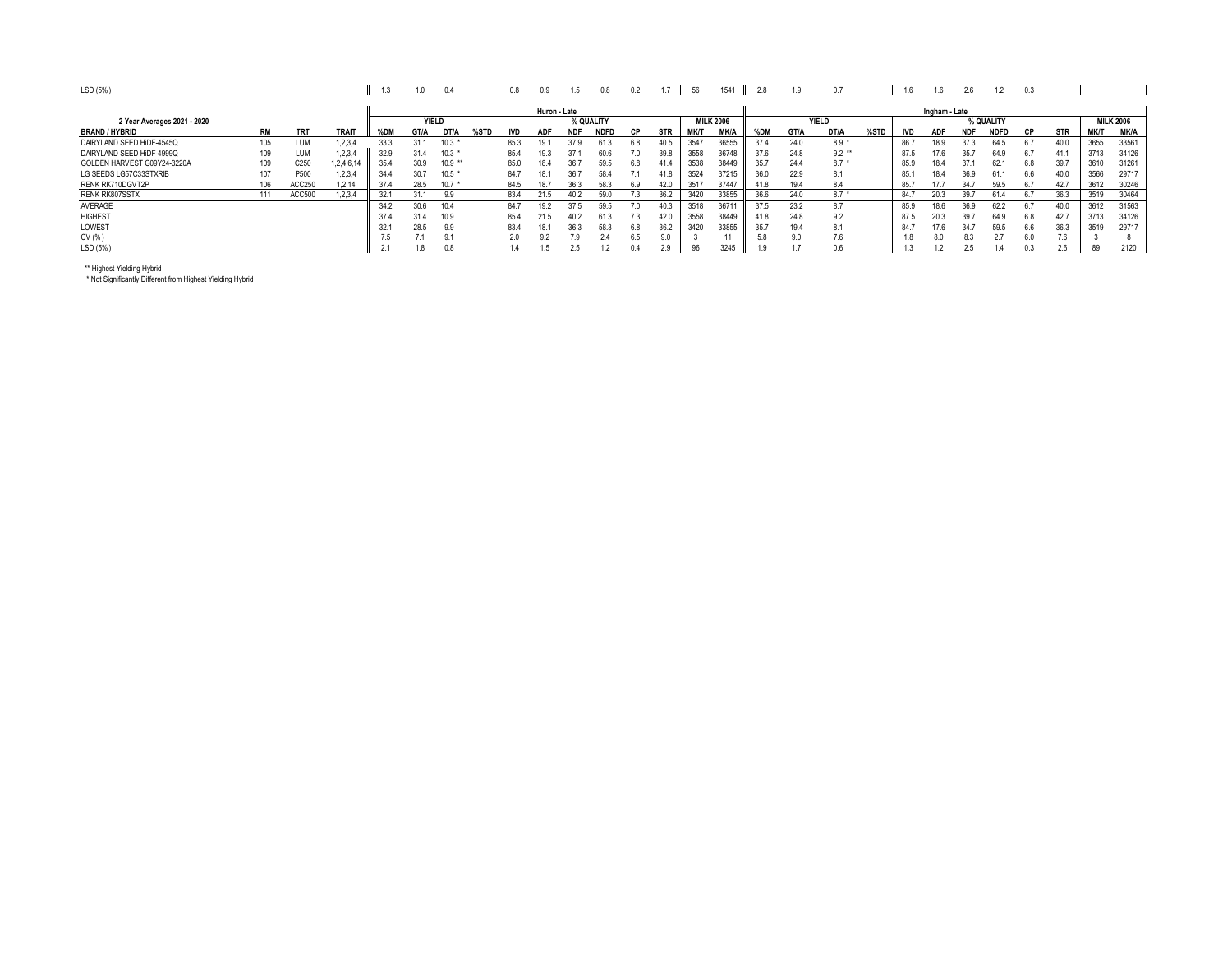| LSD (5%) | | | | 1.3 | 1.0 | 0.4 | | 0.8 | 0.9 | 1.5 | 0.8 | 0.2 | 1.7 | 56 | 1541 | 2.8 | 1.9 | 0.7 | | 1.6 | 1.6 | 2.6 | 1.2 | 0.3 | | | |
|---|---|---|---|---|---|---|---|---|---|---|---|---|---|---|---|---|---|---|---|---|---|---|---|---|---|---|---|

| | | | | Huron - Late | | | | | | | | | | | | Ingham - Late | | | | | | | | | | | |
|---|---|---|---|---|---|---|---|---|---|---|---|---|---|---|---|---|---|---|---|---|---|---|---|---|---|---|---|
| 2 Year Averages 2021 - 2020 | | | | YIELD | | | | % QUALITY | | | | | | MILK 2006 | | YIELD | | | | % QUALITY | | | | | | MILK 2006 | |
| BRAND / HYBRID | RM | TRT | TRAIT | %DM | GT/A | DT/A | %STD | IVD | ADF | NDF | NDFD | CP | STR | MK/T | MK/A | %DM | GT/A | DT/A | %STD | IVD | ADF | NDF | NDFD | CP | STR | MK/T | MK/A |
| DAIRYLAND SEED HiDF-4545Q | 105 | LUM | 1,2,3,4 | 33.3 | 31.1 | 10.3 * | | 85.3 | 19.1 | 37.9 | 61.3 | 6.8 | 40.5 | 3547 | 36555 | 37.4 | 24.0 | 8.9 * | | 86.7 | 18.9 | 37.3 | 64.5 | 6.7 | 40.0 | 3655 | 33561 |
| DAIRYLAND SEED HiDF-4999Q | 109 | LUM | 1,2,3,4 | 32.9 | 31.4 | 10.3 * | | 85.4 | 19.3 | 37.1 | 60.6 | 7.0 | 39.8 | 3558 | 36748 | 37.6 | 24.8 | 9.2 ** | | 87.5 | 17.6 | 35.7 | 64.9 | 6.7 | 41.1 | 3713 | 34126 |
| GOLDEN HARVEST G09Y24-3220A | 109 | C250 | 1,2,4,6,14 | 35.4 | 30.9 | 10.9 ** | | 85.0 | 18.4 | 36.7 | 59.5 | 6.8 | 41.4 | 3538 | 38449 | 35.7 | 24.4 | 8.7 * | | 85.9 | 18.4 | 37.1 | 62.1 | 6.8 | 39.7 | 3610 | 31261 |
| LG SEEDS LG57C33STXRIB | 107 | P500 | 1,2,3,4 | 34.4 | 30.7 | 10.5 * | | 84.7 | 18.1 | 36.7 | 58.4 | 7.1 | 41.8 | 3524 | 37215 | 36.0 | 22.9 | 8.1 | | 85.1 | 18.4 | 36.9 | 61.1 | 6.6 | 40.0 | 3566 | 29717 |
| RENK RK710DGVT2P | 106 | ACC250 | 1,2,14 | 37.4 | 28.5 | 10.7 * | | 84.5 | 18.7 | 36.3 | 58.3 | 6.9 | 42.0 | 3517 | 37447 | 41.8 | 19.4 | 8.4 | | 85.7 | 17.7 | 34.7 | 59.5 | 6.7 | 42.7 | 3612 | 30246 |
| RENK RK807SSTX | 111 | ACC500 | 1,2,3,4 | 32.1 | 31.1 | 9.9 | | 83.4 | 21.5 | 40.2 | 59.0 | 7.3 | 36.2 | 3420 | 33855 | 36.6 | 24.0 | 8.7 * | | 84.7 | 20.3 | 39.7 | 61.4 | 6.7 | 36.3 | 3519 | 30464 |
| AVERAGE | | | | 34.2 | 30.6 | 10.4 | | 84.7 | 19.2 | 37.5 | 59.5 | 7.0 | 40.3 | 3518 | 36711 | 37.5 | 23.2 | 8.7 | | 85.9 | 18.6 | 36.9 | 62.2 | 6.7 | 40.0 | 3612 | 31563 |
| HIGHEST | | | | 37.4 | 31.4 | 10.9 | | 85.4 | 21.5 | 40.2 | 61.3 | 7.3 | 42.0 | 3558 | 38449 | 41.8 | 24.8 | 9.2 | | 87.5 | 20.3 | 39.7 | 64.9 | 6.8 | 42.7 | 3713 | 34126 |
| LOWEST | | | | 32.1 | 28.5 | 9.9 | | 83.4 | 18.1 | 36.3 | 58.3 | 6.8 | 36.2 | 3420 | 33855 | 35.7 | 19.4 | 8.1 | | 84.7 | 17.6 | 34.7 | 59.5 | 6.6 | 36.3 | 3519 | 29717 |
| CV (%) | | | | 7.5 | 7.1 | 9.1 | | 2.0 | 9.2 | 7.9 | 2.4 | 6.5 | 9.0 | 3 | 11 | 5.8 | 9.0 | 7.6 | | 1.8 | 8.0 | 8.3 | 2.7 | 6.0 | 7.6 | 3 | 8 |
| LSD (5%) | | | | 2.1 | 1.8 | 0.8 | | 1.4 | 1.5 | 2.5 | 1.2 | 0.4 | 2.9 | 96 | 3245 | 1.9 | 1.7 | 0.6 | | 1.3 | 1.2 | 2.5 | 1.4 | 0.3 | 2.6 | 89 | 2120 |

** Highest Yielding Hybrid

* Not Significantly Different from Highest Yielding Hybrid